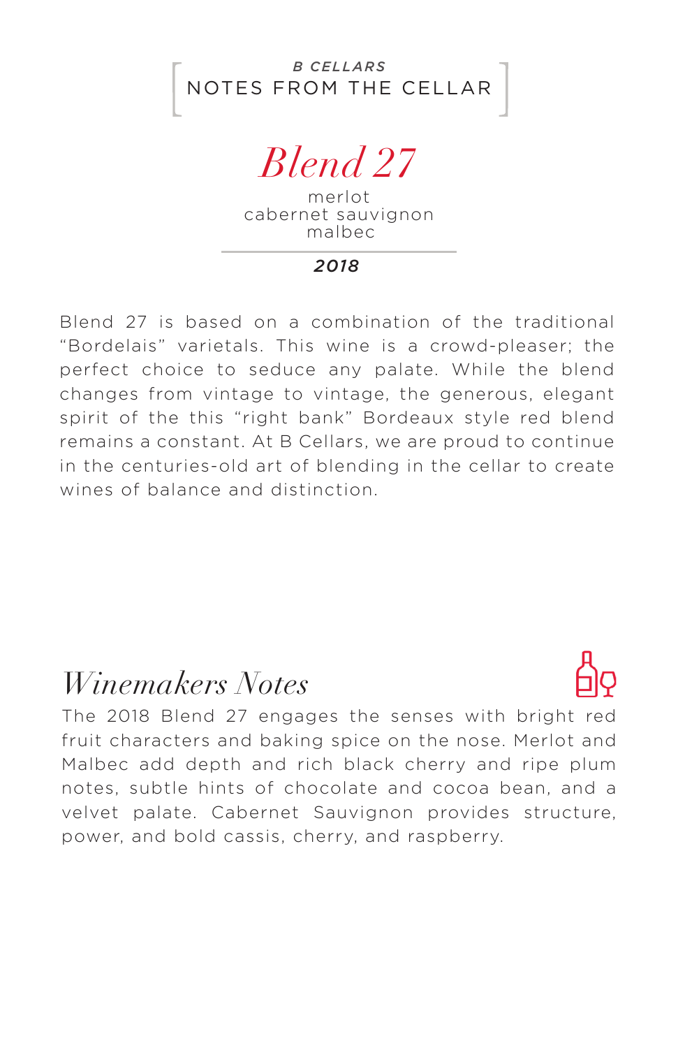*B CELLARS*

NOTES FROM THE CELLAR

# *Blend 27*

merlot
cabernet sauvignon
malbec

***2018***

Blend 27 is based on a combination of the traditional "Bordelais" varietals. This wine is a crowd-pleaser; the perfect choice to seduce any palate. While the blend changes from vintage to vintage, the generous, elegant spirit of the this "right bank" Bordeaux style red blend remains a constant. At B Cellars, we are proud to continue in the centuries-old art of blending in the cellar to create wines of balance and distinction.

## *Winemakers Notes*

The 2018 Blend 27 engages the senses with bright red fruit characters and baking spice on the nose. Merlot and Malbec add depth and rich black cherry and ripe plum notes, subtle hints of chocolate and cocoa bean, and a velvet palate. Cabernet Sauvignon provides structure, power, and bold cassis, cherry, and raspberry.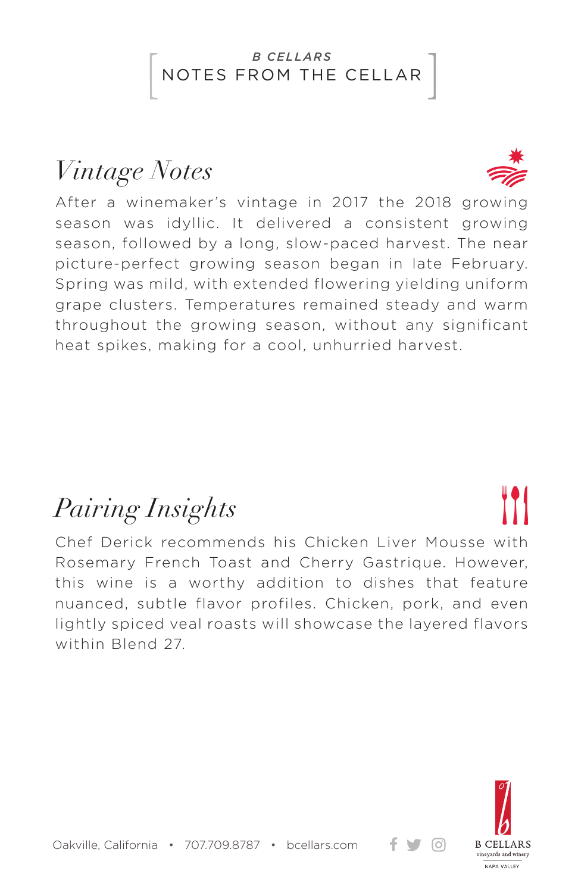B CELLARS
NOTES FROM THE CELLAR

## *Vintage Notes*

After a winemaker's vintage in 2017 the 2018 growing season was idyllic. It delivered a consistent growing season, followed by a long, slow-paced harvest. The near picture-perfect growing season began in late February. Spring was mild, with extended flowering yielding uniform grape clusters. Temperatures remained steady and warm throughout the growing season, without any significant heat spikes, making for a cool, unhurried harvest.

## *Pairing Insights*

Chef Derick recommends his Chicken Liver Mousse with Rosemary French Toast and Cherry Gastrique. However, this wine is a worthy addition to dishes that feature nuanced, subtle flavor profiles. Chicken, pork, and even lightly spiced veal roasts will showcase the layered flavors within Blend 27.

Oakville, California • 707.709.8787 • bcellars.com

B CELLARS
vineyards and winery
NAPA VALLEY